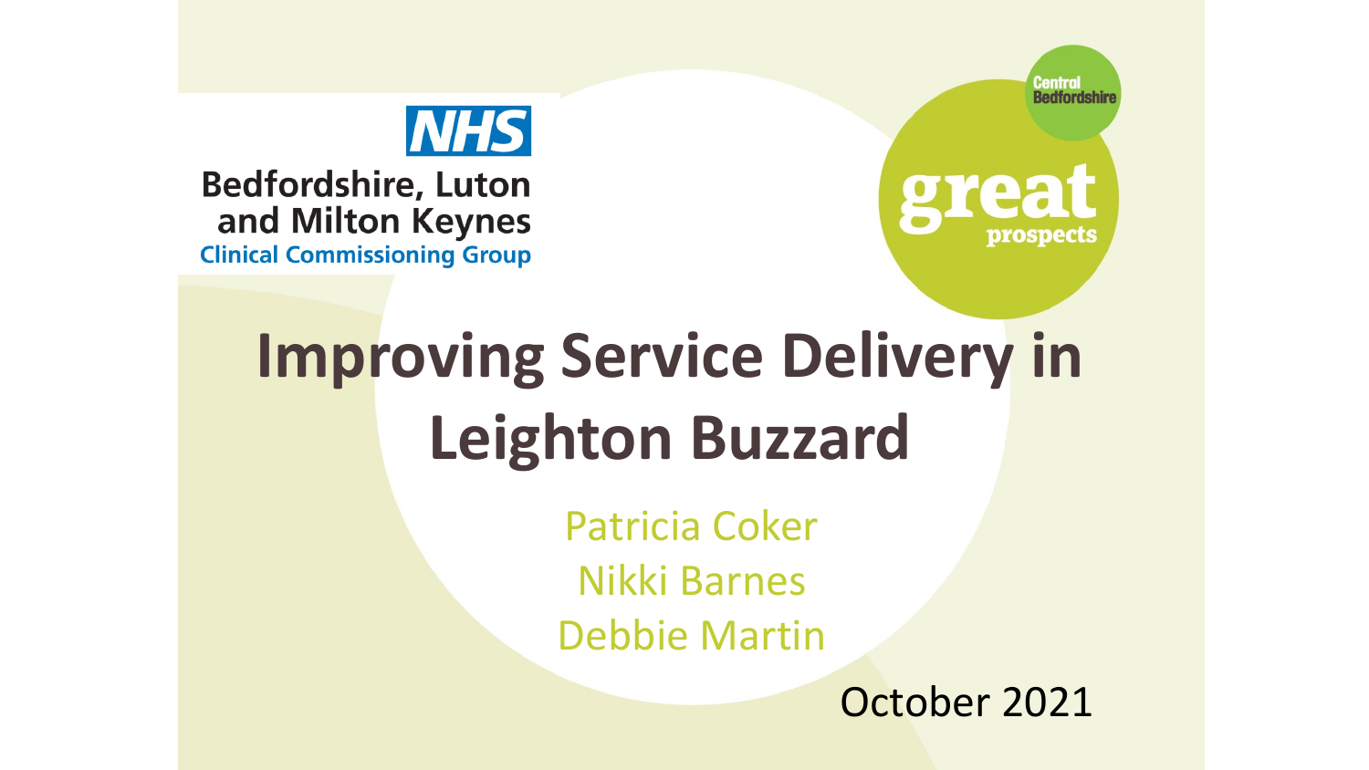NHS

Bedfordshire, Luton and Milton Keynes

Clinical Commissioning Group

Central Bedfordshire

great prospects

# Improving Service Delivery in Leighton Buzzard

Patricia Coker

Nikki Barnes

Debbie Martin

October 2021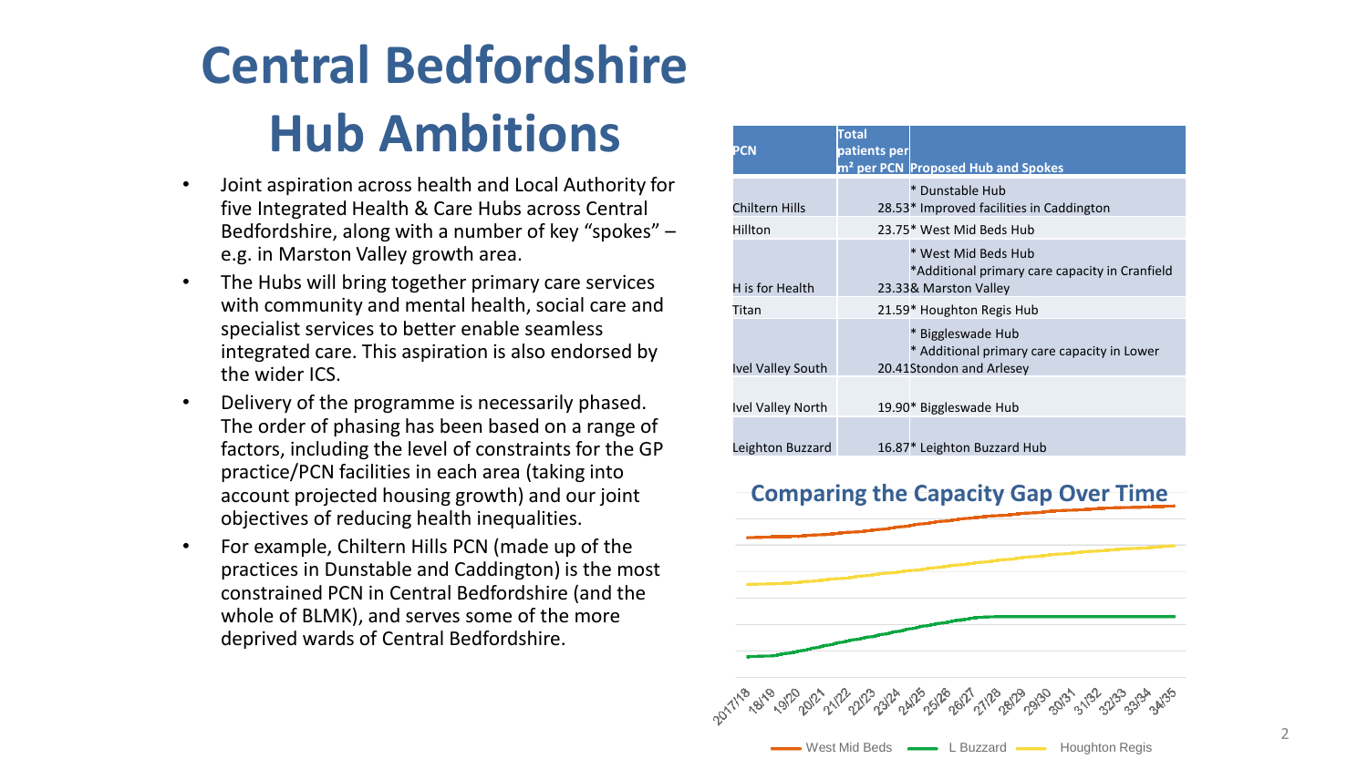# Central Bedfordshire Hub Ambitions

- Joint aspiration across health and Local Authority for five Integrated Health & Care Hubs across Central Bedfordshire, along with a number of key "spokes" – e.g. in Marston Valley growth area.
- The Hubs will bring together primary care services with community and mental health, social care and specialist services to better enable seamless integrated care. This aspiration is also endorsed by the wider ICS.
- Delivery of the programme is necessarily phased. The order of phasing has been based on a range of factors, including the level of constraints for the GP practice/PCN facilities in each area (taking into account projected housing growth) and our joint objectives of reducing health inequalities.
- For example, Chiltern Hills PCN (made up of the practices in Dunstable and Caddington) is the most constrained PCN in Central Bedfordshire (and the whole of BLMK), and serves some of the more deprived wards of Central Bedfordshire.

| PCN | Total patients per $m^2$ per PCN | Proposed Hub and Spokes |
|---|---|---|
| Chiltern Hills | 28.53 | * Dunstable Hub<br>* Improved facilities in Caddington |
| Hillton | 23.75 | * West Mid Beds Hub |
| H is for Health | 23.33 | * West Mid Beds Hub<br>*Additional primary care capacity in Cranfield & Marston Valley |
| Titan | 21.59 | * Houghton Regis Hub |
| Ivel Valley South | 20.41 | * Biggleswade Hub<br>* Additional primary care capacity in Lower Stondon and Arlesey |
| Ivel Valley North | 19.90 | * Biggleswade Hub |
| Leighton Buzzard | 16.87 | * Leighton Buzzard Hub |

## Comparing the Capacity Gap Over Time

2017/18, 18/19, 19/20, 20/21, 21/22, 22/23, 23/24, 24/25, 25/26, 26/27, 27/28, 28/29, 29/30, 30/31, 31/32, 32/33, 33/34, 34/35

West Mid Beds — L Buzzard — Houghton Regis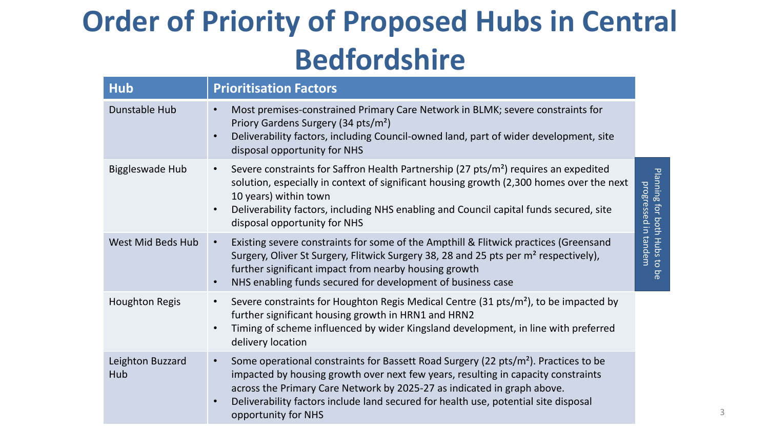# Order of Priority of Proposed Hubs in Central Bedfordshire

| Hub | Prioritisation Factors |
|---|---|
| Dunstable Hub | • Most premises-constrained Primary Care Network in BLMK; severe constraints for Priory Gardens Surgery (34 pts/m²)<br>• Deliverability factors, including Council-owned land, part of wider development, site disposal opportunity for NHS |
| Biggleswade Hub | • Severe constraints for Saffron Health Partnership (27 pts/m²) requires an expedited solution, especially in context of significant housing growth (2,300 homes over the next 10 years) within town<br>• Deliverability factors, including NHS enabling and Council capital funds secured, site disposal opportunity for NHS |
| West Mid Beds Hub | • Existing severe constraints for some of the Ampthill & Flitwick practices (Greensand Surgery, Oliver St Surgery, Flitwick Surgery 38, 28 and 25 pts per m² respectively), further significant impact from nearby housing growth<br>• NHS enabling funds secured for development of business case |
| Houghton Regis | • Severe constraints for Houghton Regis Medical Centre (31 pts/m²), to be impacted by further significant housing growth in HRN1 and HRN2<br>• Timing of scheme influenced by wider Kingsland development, in line with preferred delivery location |
| Leighton Buzzard Hub | • Some operational constraints for Bassett Road Surgery (22 pts/m²). Practices to be impacted by housing growth over next few years, resulting in capacity constraints across the Primary Care Network by 2025-27 as indicated in graph above.<br>• Deliverability factors include land secured for health use, potential site disposal opportunity for NHS |

Planning for both Hubs to be progressed in tandem (Biggleswade Hub and West Mid Beds Hub)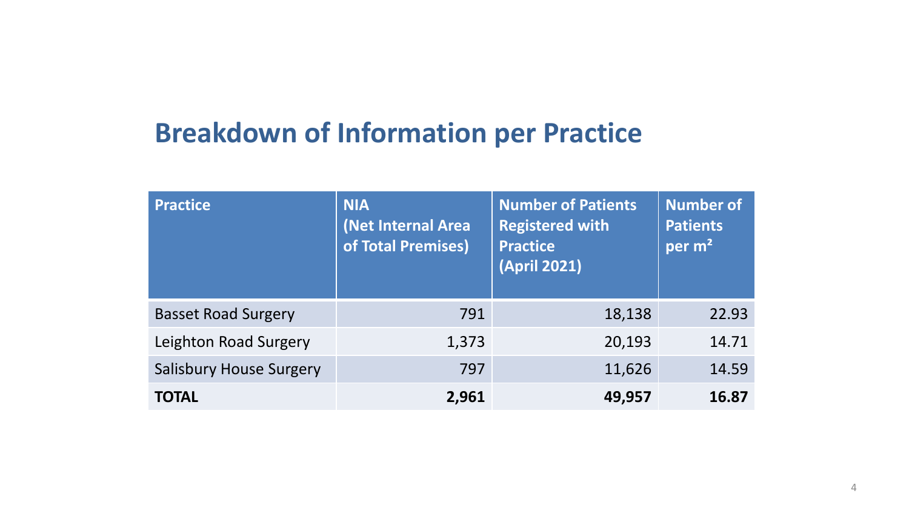## Breakdown of Information per Practice

| Practice | NIA (Net Internal Area of Total Premises) | Number of Patients Registered with Practice (April 2021) | Number of Patients per m² |
|---|---|---|---|
| Basset Road Surgery | 791 | 18,138 | 22.93 |
| Leighton Road Surgery | 1,373 | 20,193 | 14.71 |
| Salisbury House Surgery | 797 | 11,626 | 14.59 |
| **TOTAL** | **2,961** | **49,957** | **16.87** |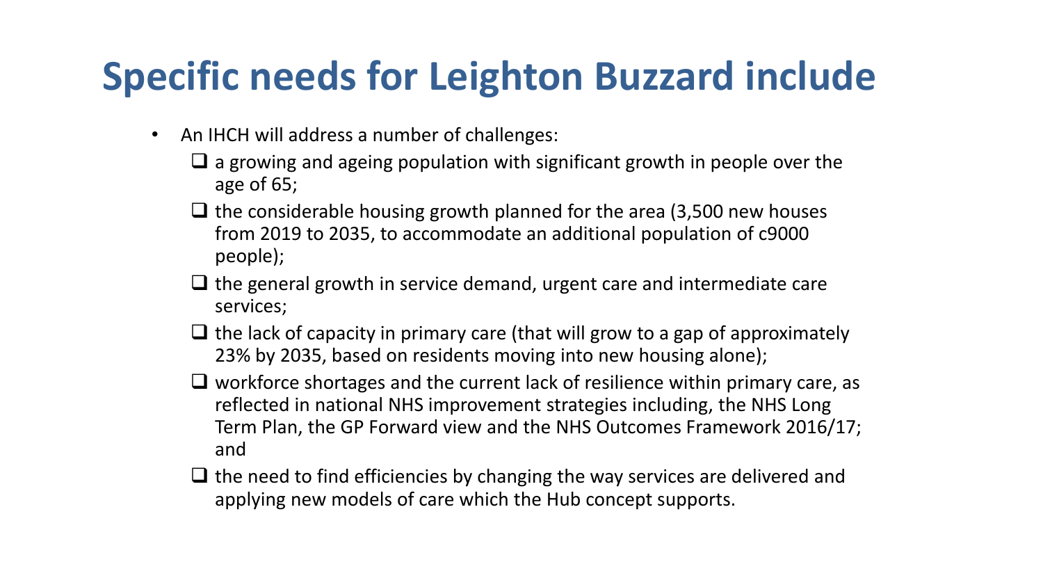# Specific needs for Leighton Buzzard include

- An IHCH will address a number of challenges:
  - a growing and ageing population with significant growth in people over the age of 65;
  - the considerable housing growth planned for the area (3,500 new houses from 2019 to 2035, to accommodate an additional population of c9000 people);
  - the general growth in service demand, urgent care and intermediate care services;
  - the lack of capacity in primary care (that will grow to a gap of approximately 23% by 2035, based on residents moving into new housing alone);
  - workforce shortages and the current lack of resilience within primary care, as reflected in national NHS improvement strategies including, the NHS Long Term Plan, the GP Forward view and the NHS Outcomes Framework 2016/17; and
  - the need to find efficiencies by changing the way services are delivered and applying new models of care which the Hub concept supports.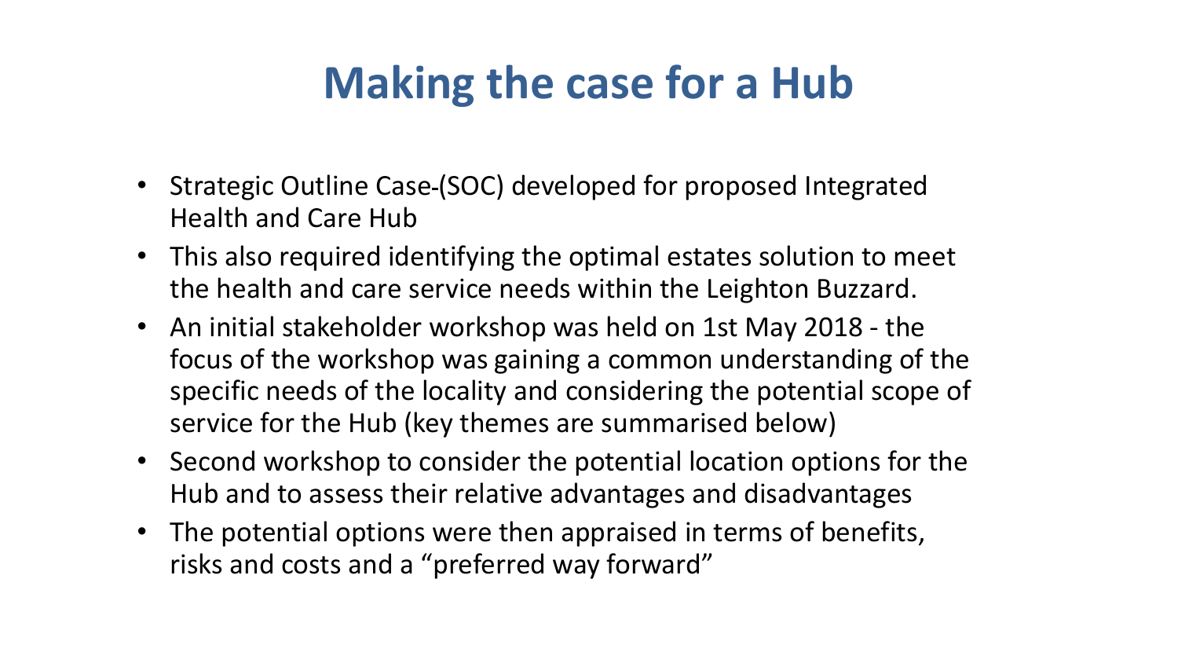# Making the case for a Hub

- Strategic Outline Case-(SOC) developed for proposed Integrated Health and Care Hub
- This also required identifying the optimal estates solution to meet the health and care service needs within the Leighton Buzzard.
- An initial stakeholder workshop was held on 1st May 2018 - the focus of the workshop was gaining a common understanding of the specific needs of the locality and considering the potential scope of service for the Hub (key themes are summarised below)
- Second workshop to consider the potential location options for the Hub and to assess their relative advantages and disadvantages
- The potential options were then appraised in terms of benefits, risks and costs and a "preferred way forward"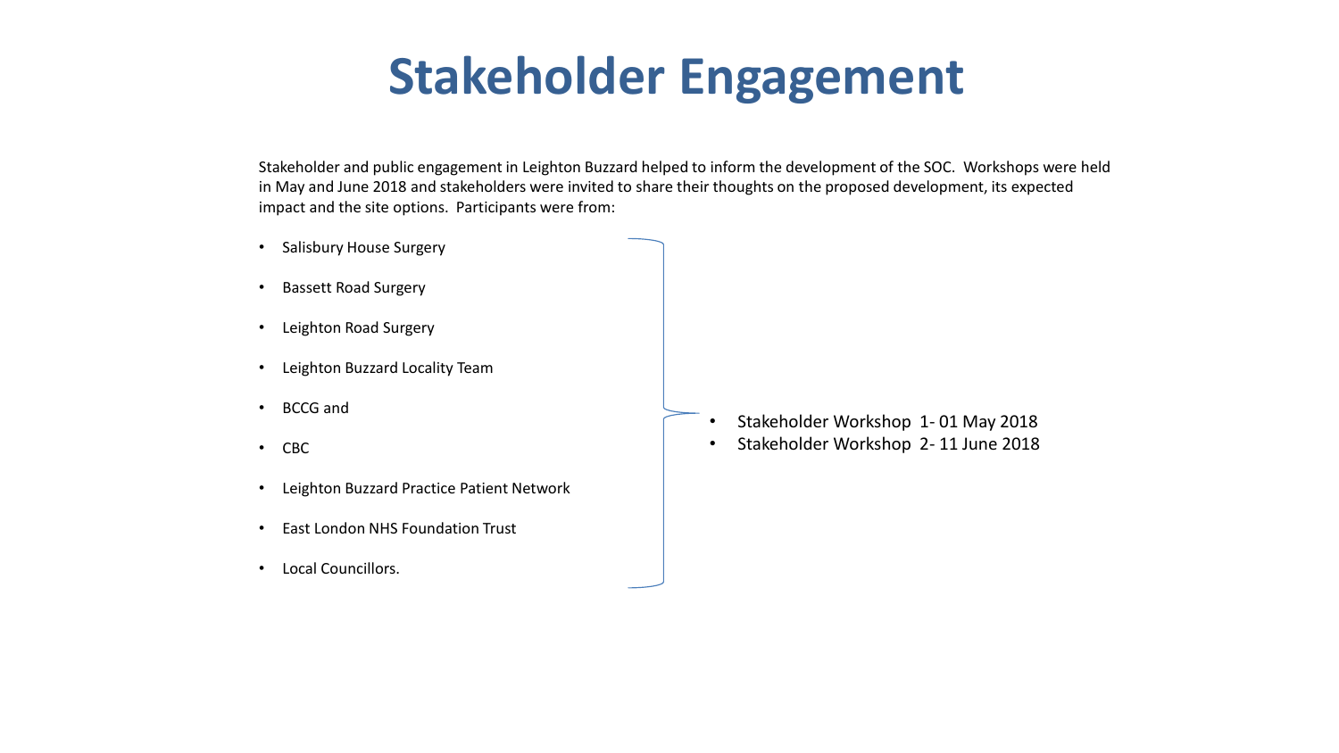# Stakeholder Engagement

Stakeholder and public engagement in Leighton Buzzard helped to inform the development of the SOC. Workshops were held in May and June 2018 and stakeholders were invited to share their thoughts on the proposed development, its expected impact and the site options. Participants were from:

- Salisbury House Surgery
- Bassett Road Surgery
- Leighton Road Surgery
- Leighton Buzzard Locality Team
- BCCG and
- CBC
- Leighton Buzzard Practice Patient Network
- East London NHS Foundation Trust
- Local Councillors.

- Stakeholder Workshop 1- 01 May 2018
- Stakeholder Workshop 2- 11 June 2018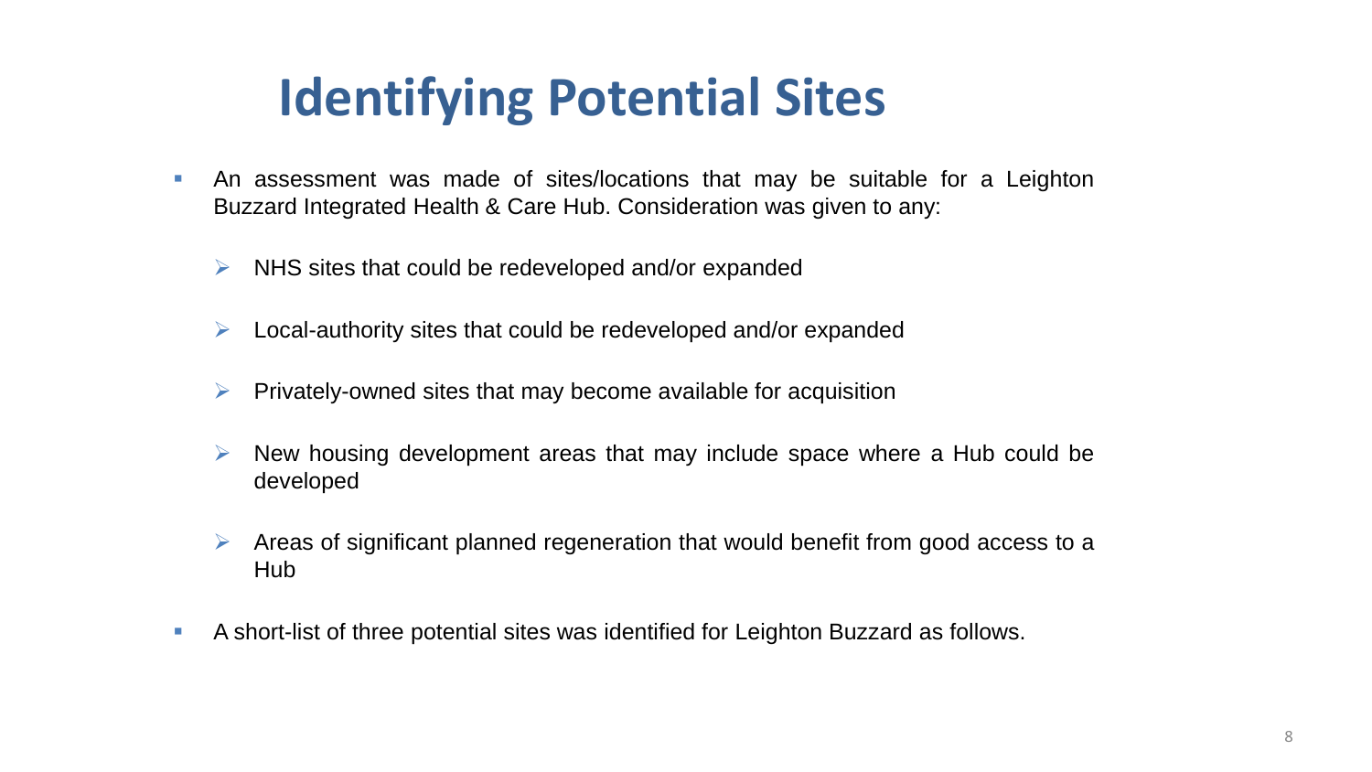# Identifying Potential Sites

- An assessment was made of sites/locations that may be suitable for a Leighton Buzzard Integrated Health & Care Hub. Consideration was given to any:
  - NHS sites that could be redeveloped and/or expanded
  - Local-authority sites that could be redeveloped and/or expanded
  - Privately-owned sites that may become available for acquisition
  - New housing development areas that may include space where a Hub could be developed
  - Areas of significant planned regeneration that would benefit from good access to a Hub
- A short-list of three potential sites was identified for Leighton Buzzard as follows.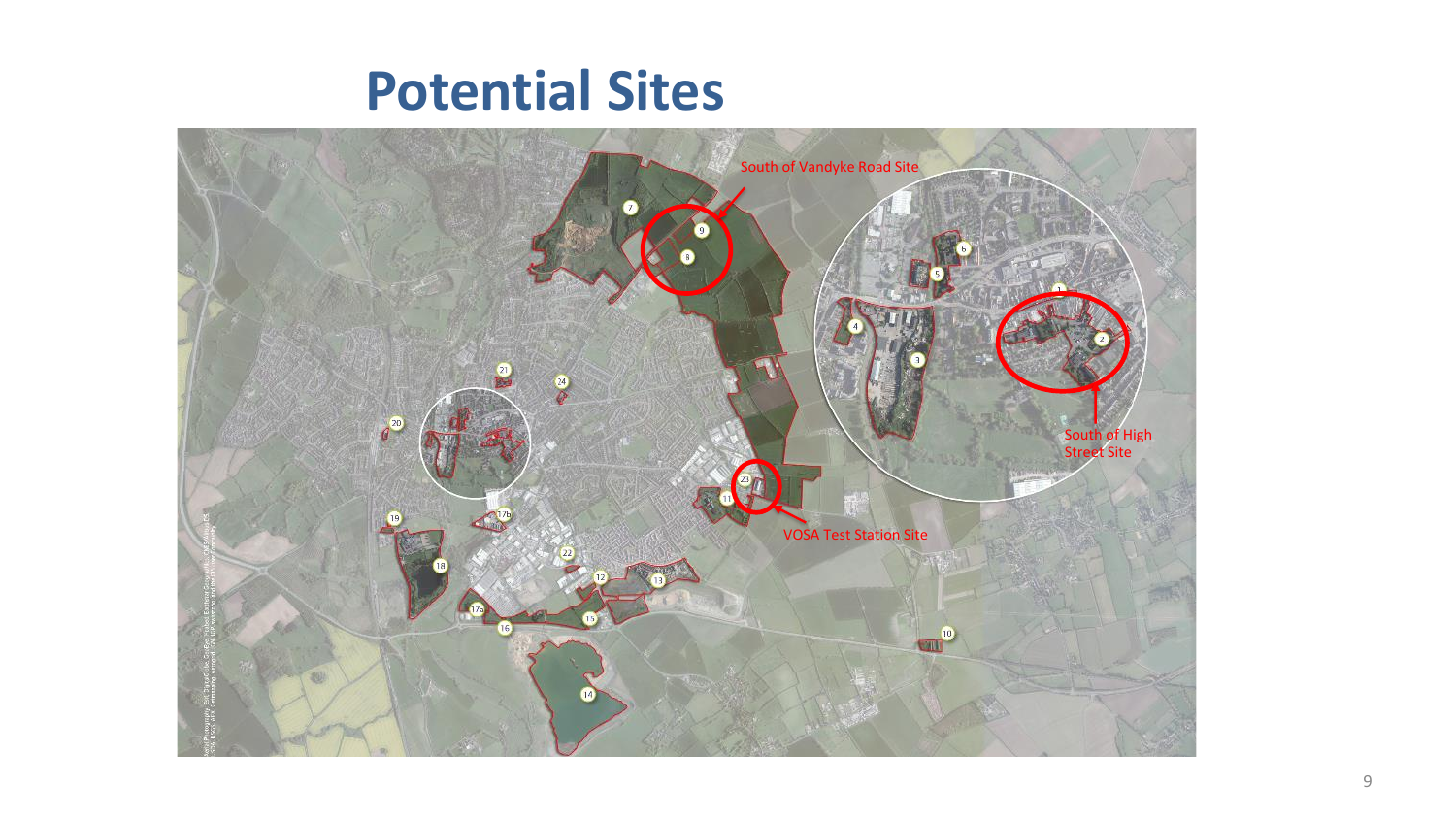# Potential Sites

South of Vandyke Road Site

South of High Street Site

VOSA Test Station Site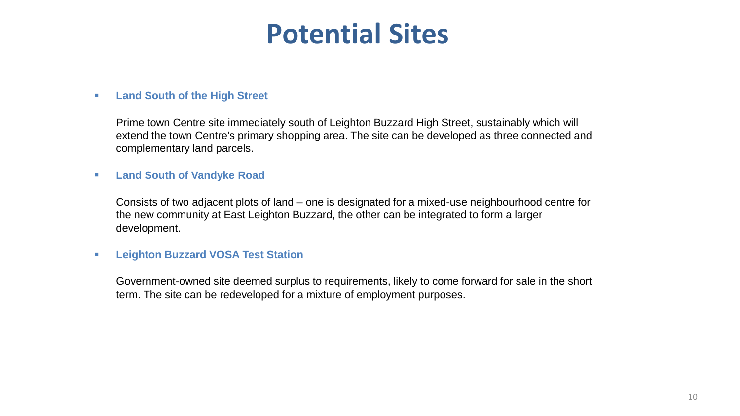# Potential Sites

- **Land South of the High Street**

  Prime town Centre site immediately south of Leighton Buzzard High Street, sustainably which will extend the town Centre's primary shopping area. The site can be developed as three connected and complementary land parcels.

- **Land South of Vandyke Road**

  Consists of two adjacent plots of land – one is designated for a mixed-use neighbourhood centre for the new community at East Leighton Buzzard, the other can be integrated to form a larger development.

- **Leighton Buzzard VOSA Test Station**

  Government-owned site deemed surplus to requirements, likely to come forward for sale in the short term. The site can be redeveloped for a mixture of employment purposes.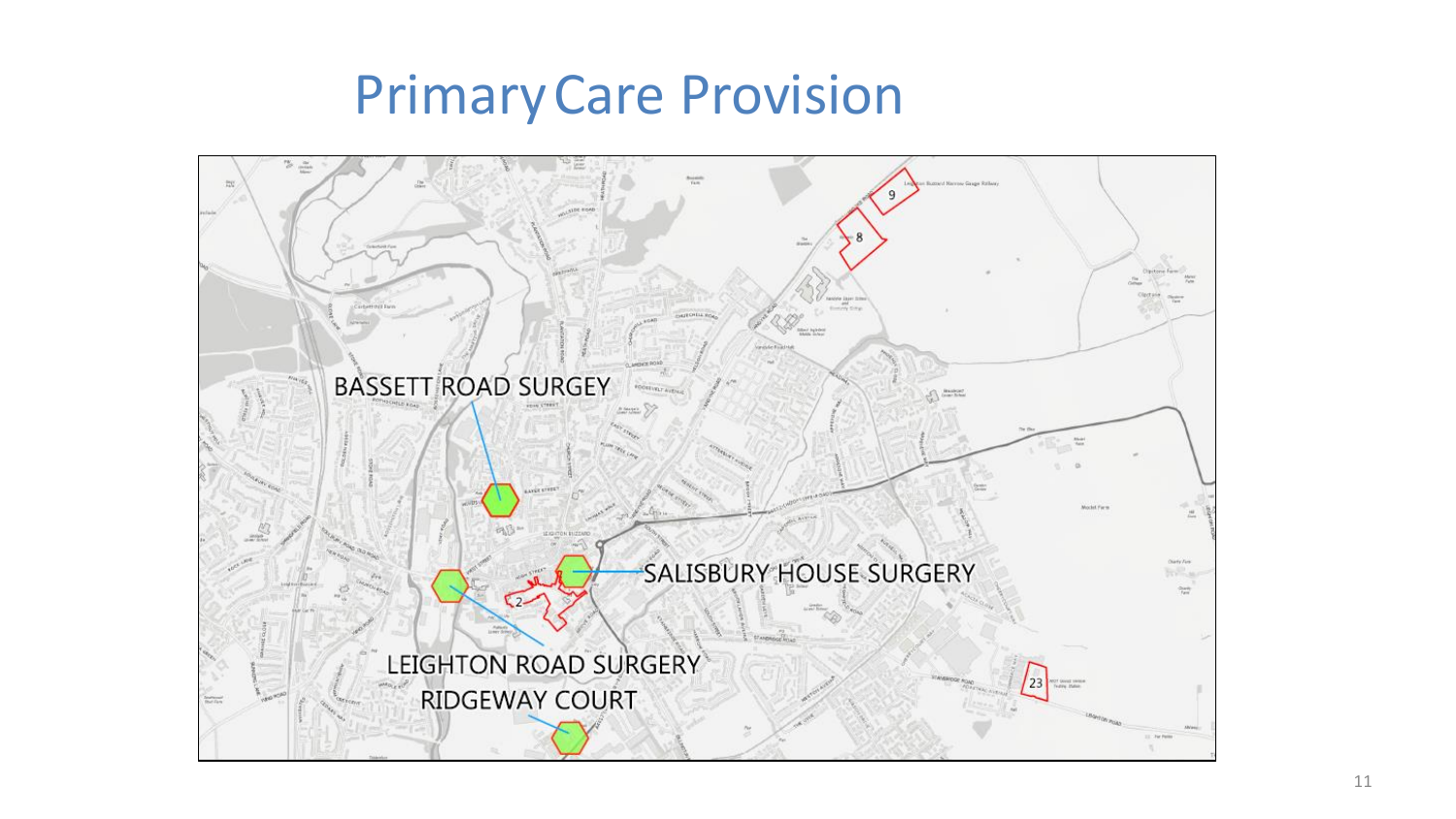# Primary Care Provision

BASSETT ROAD SURGEY

SALISBURY HOUSE SURGERY

LEIGHTON ROAD SURGERY

RIDGEWAY COURT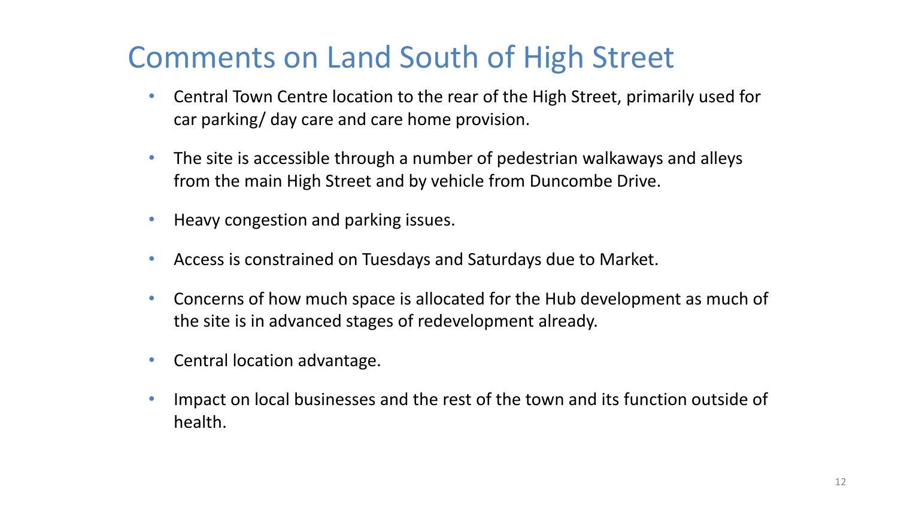# Comments on Land South of High Street

- Central Town Centre location to the rear of the High Street, primarily used for car parking/ day care and care home provision.
- The site is accessible through a number of pedestrian walkaways and alleys from the main High Street and by vehicle from Duncombe Drive.
- Heavy congestion and parking issues.
- Access is constrained on Tuesdays and Saturdays due to Market.
- Concerns of how much space is allocated for the Hub development as much of the site is in advanced stages of redevelopment already.
- Central location advantage.
- Impact on local businesses and the rest of the town and its function outside of health.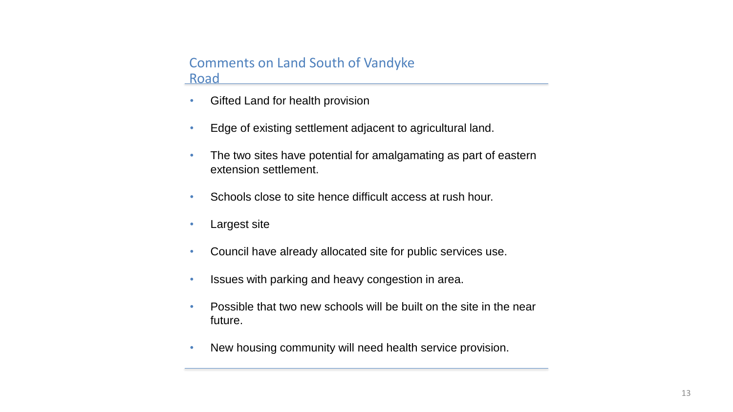## Comments on Land South of Vandyke Road

- Gifted Land for health provision
- Edge of existing settlement adjacent to agricultural land.
- The two sites have potential for amalgamating as part of eastern extension settlement.
- Schools close to site hence difficult access at rush hour.
- Largest site
- Council have already allocated site for public services use.
- Issues with parking and heavy congestion in area.
- Possible that two new schools will be built on the site in the near future.
- New housing community will need health service provision.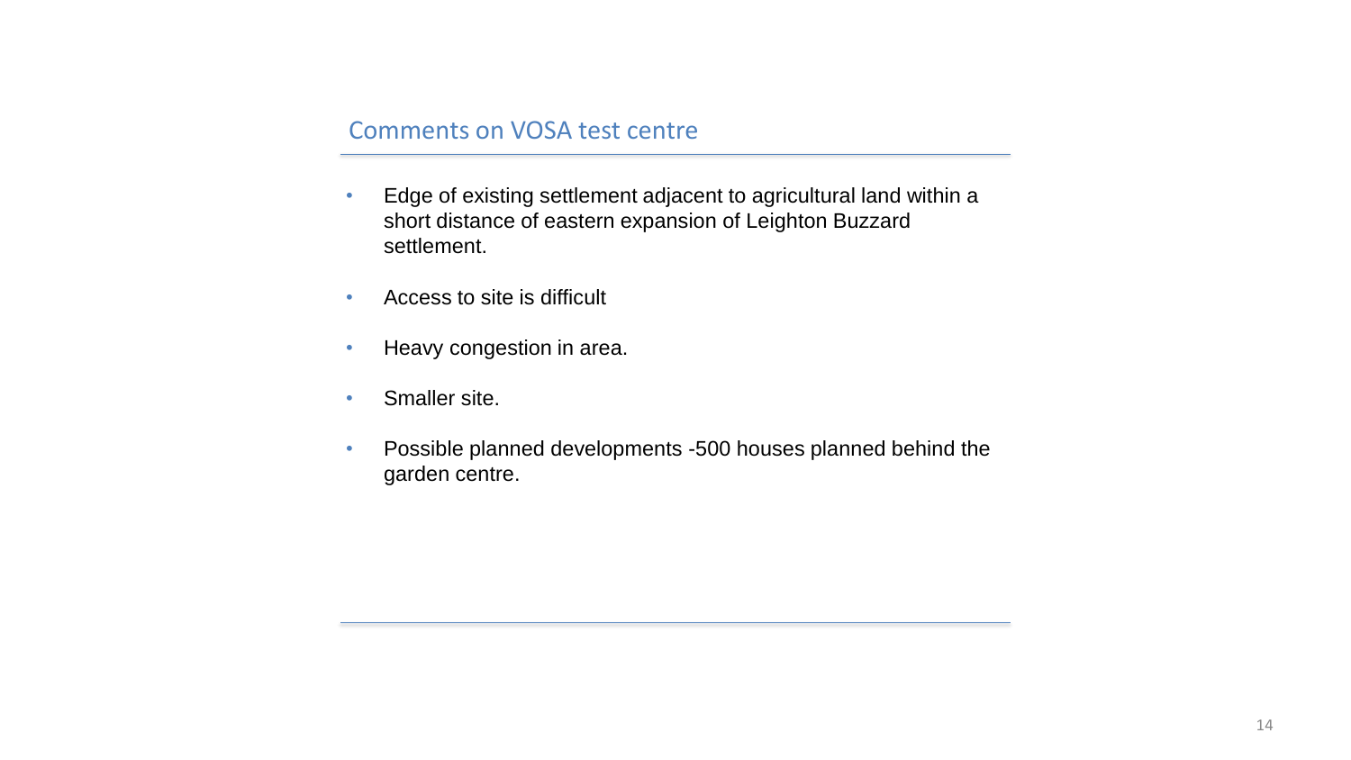## Comments on VOSA test centre

- Edge of existing settlement adjacent to agricultural land within a short distance of eastern expansion of Leighton Buzzard settlement.
- Access to site is difficult
- Heavy congestion in area.
- Smaller site.
- Possible planned developments -500 houses planned behind the garden centre.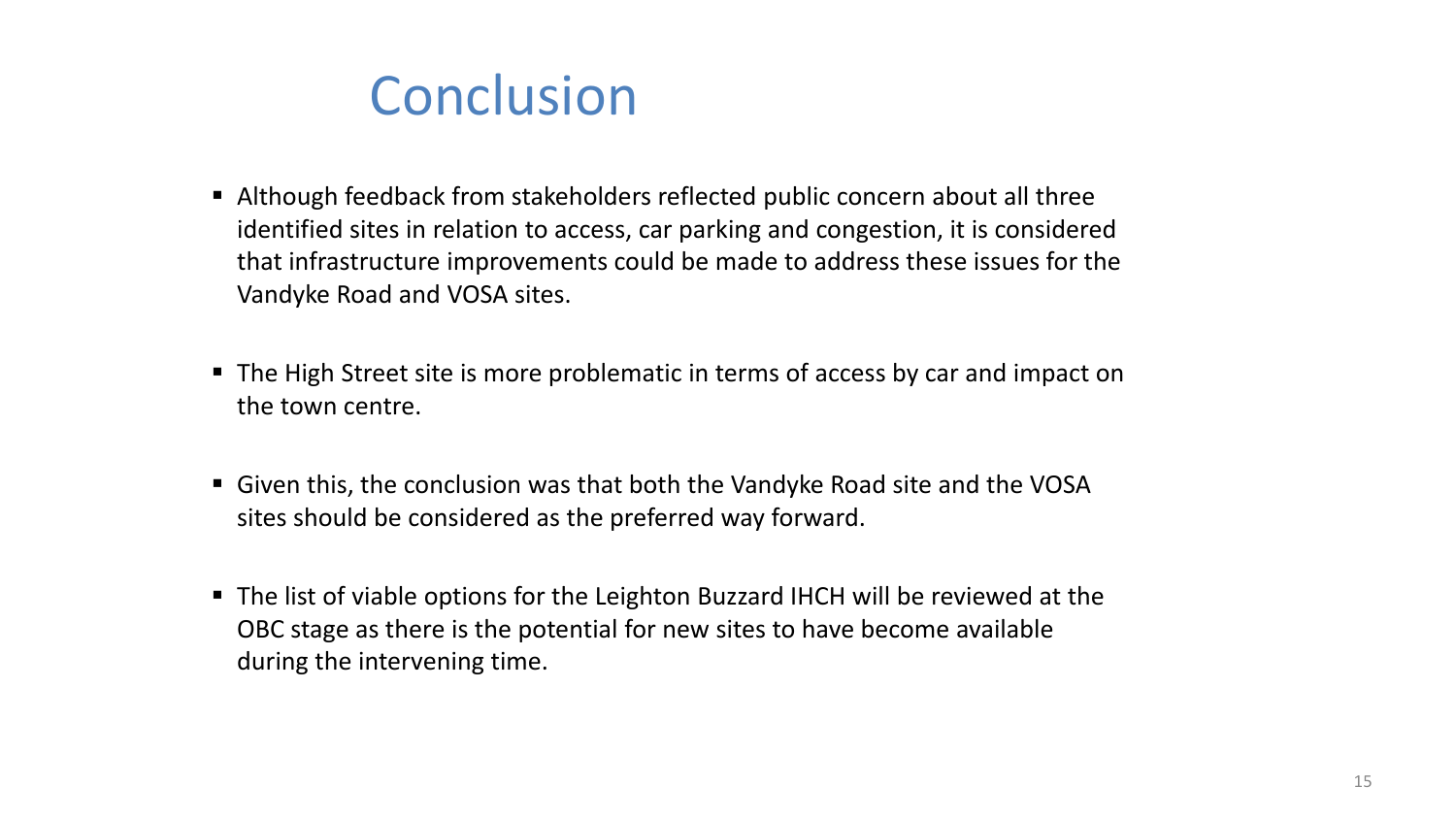# Conclusion

- Although feedback from stakeholders reflected public concern about all three identified sites in relation to access, car parking and congestion, it is considered that infrastructure improvements could be made to address these issues for the Vandyke Road and VOSA sites.

- The High Street site is more problematic in terms of access by car and impact on the town centre.

- Given this, the conclusion was that both the Vandyke Road site and the VOSA sites should be considered as the preferred way forward.

- The list of viable options for the Leighton Buzzard IHCH will be reviewed at the OBC stage as there is the potential for new sites to have become available during the intervening time.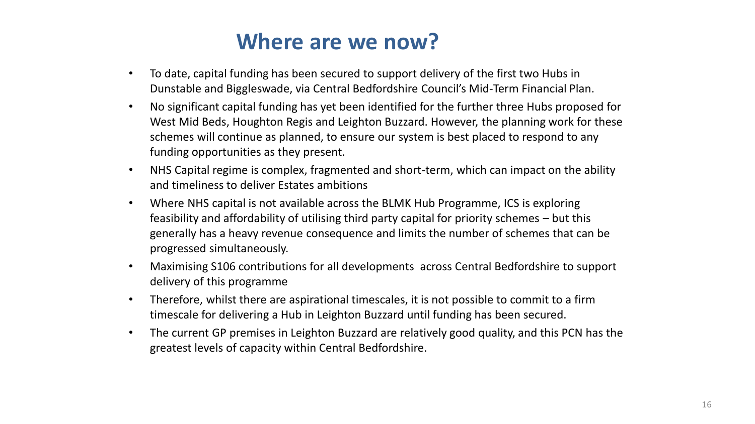# Where are we now?

- To date, capital funding has been secured to support delivery of the first two Hubs in Dunstable and Biggleswade, via Central Bedfordshire Council's Mid-Term Financial Plan.
- No significant capital funding has yet been identified for the further three Hubs proposed for West Mid Beds, Houghton Regis and Leighton Buzzard. However, the planning work for these schemes will continue as planned, to ensure our system is best placed to respond to any funding opportunities as they present.
- NHS Capital regime is complex, fragmented and short-term, which can impact on the ability and timeliness to deliver Estates ambitions
- Where NHS capital is not available across the BLMK Hub Programme, ICS is exploring feasibility and affordability of utilising third party capital for priority schemes – but this generally has a heavy revenue consequence and limits the number of schemes that can be progressed simultaneously.
- Maximising S106 contributions for all developments across Central Bedfordshire to support delivery of this programme
- Therefore, whilst there are aspirational timescales, it is not possible to commit to a firm timescale for delivering a Hub in Leighton Buzzard until funding has been secured.
- The current GP premises in Leighton Buzzard are relatively good quality, and this PCN has the greatest levels of capacity within Central Bedfordshire.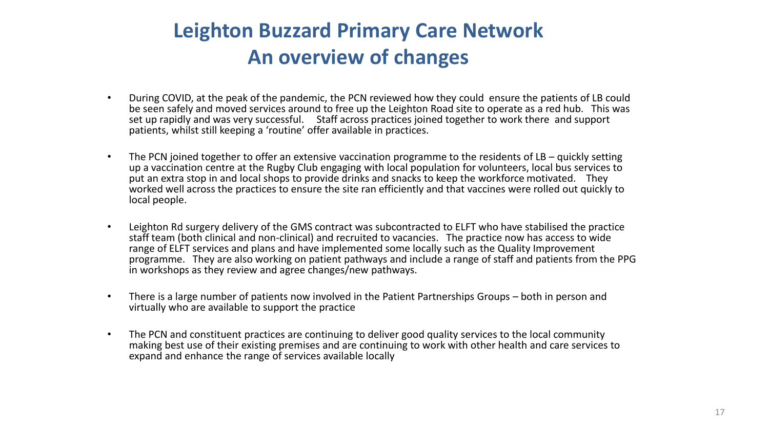# Leighton Buzzard Primary Care Network
# An overview of changes

- During COVID, at the peak of the pandemic, the PCN reviewed how they could ensure the patients of LB could be seen safely and moved services around to free up the Leighton Road site to operate as a red hub. This was set up rapidly and was very successful. Staff across practices joined together to work there and support patients, whilst still keeping a 'routine' offer available in practices.

- The PCN joined together to offer an extensive vaccination programme to the residents of LB – quickly setting up a vaccination centre at the Rugby Club engaging with local population for volunteers, local bus services to put an extra stop in and local shops to provide drinks and snacks to keep the workforce motivated. They worked well across the practices to ensure the site ran efficiently and that vaccines were rolled out quickly to local people.

- Leighton Rd surgery delivery of the GMS contract was subcontracted to ELFT who have stabilised the practice staff team (both clinical and non-clinical) and recruited to vacancies. The practice now has access to wide range of ELFT services and plans and have implemented some locally such as the Quality Improvement programme. They are also working on patient pathways and include a range of staff and patients from the PPG in workshops as they review and agree changes/new pathways.

- There is a large number of patients now involved in the Patient Partnerships Groups – both in person and virtually who are available to support the practice

- The PCN and constituent practices are continuing to deliver good quality services to the local community making best use of their existing premises and are continuing to work with other health and care services to expand and enhance the range of services available locally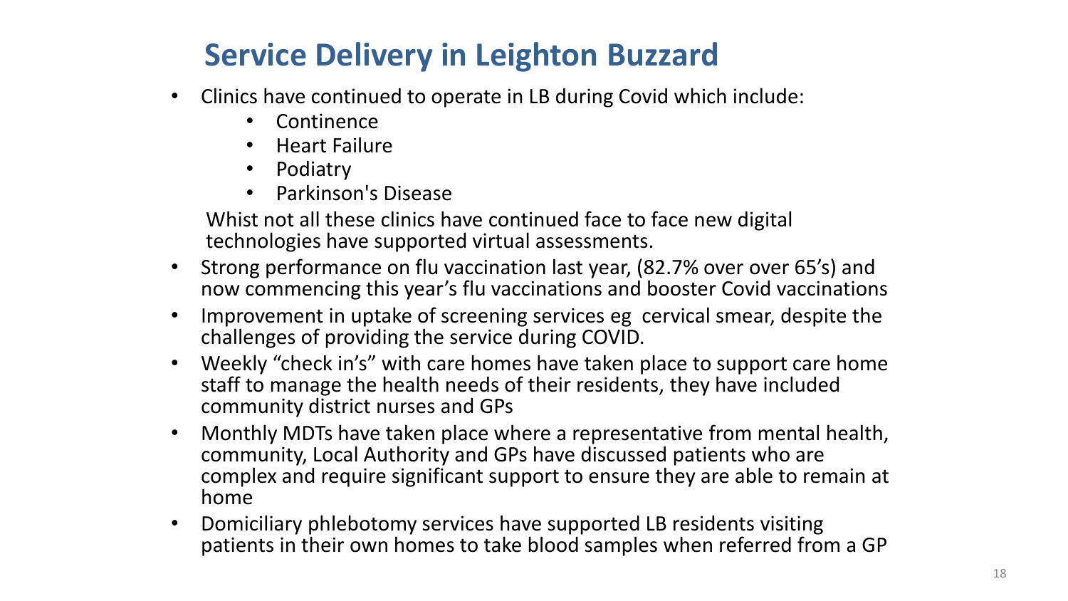# Service Delivery in Leighton Buzzard

- Clinics have continued to operate in LB during Covid which include:
  - Continence
  - Heart Failure
  - Podiatry
  - Parkinson's Disease

  Whist not all these clinics have continued face to face new digital technologies have supported virtual assessments.
- Strong performance on flu vaccination last year, (82.7% over over 65's) and now commencing this year's flu vaccinations and booster Covid vaccinations
- Improvement in uptake of screening services eg cervical smear, despite the challenges of providing the service during COVID.
- Weekly "check in's" with care homes have taken place to support care home staff to manage the health needs of their residents, they have included community district nurses and GPs
- Monthly MDTs have taken place where a representative from mental health, community, Local Authority and GPs have discussed patients who are complex and require significant support to ensure they are able to remain at home
- Domiciliary phlebotomy services have supported LB residents visiting patients in their own homes to take blood samples when referred from a GP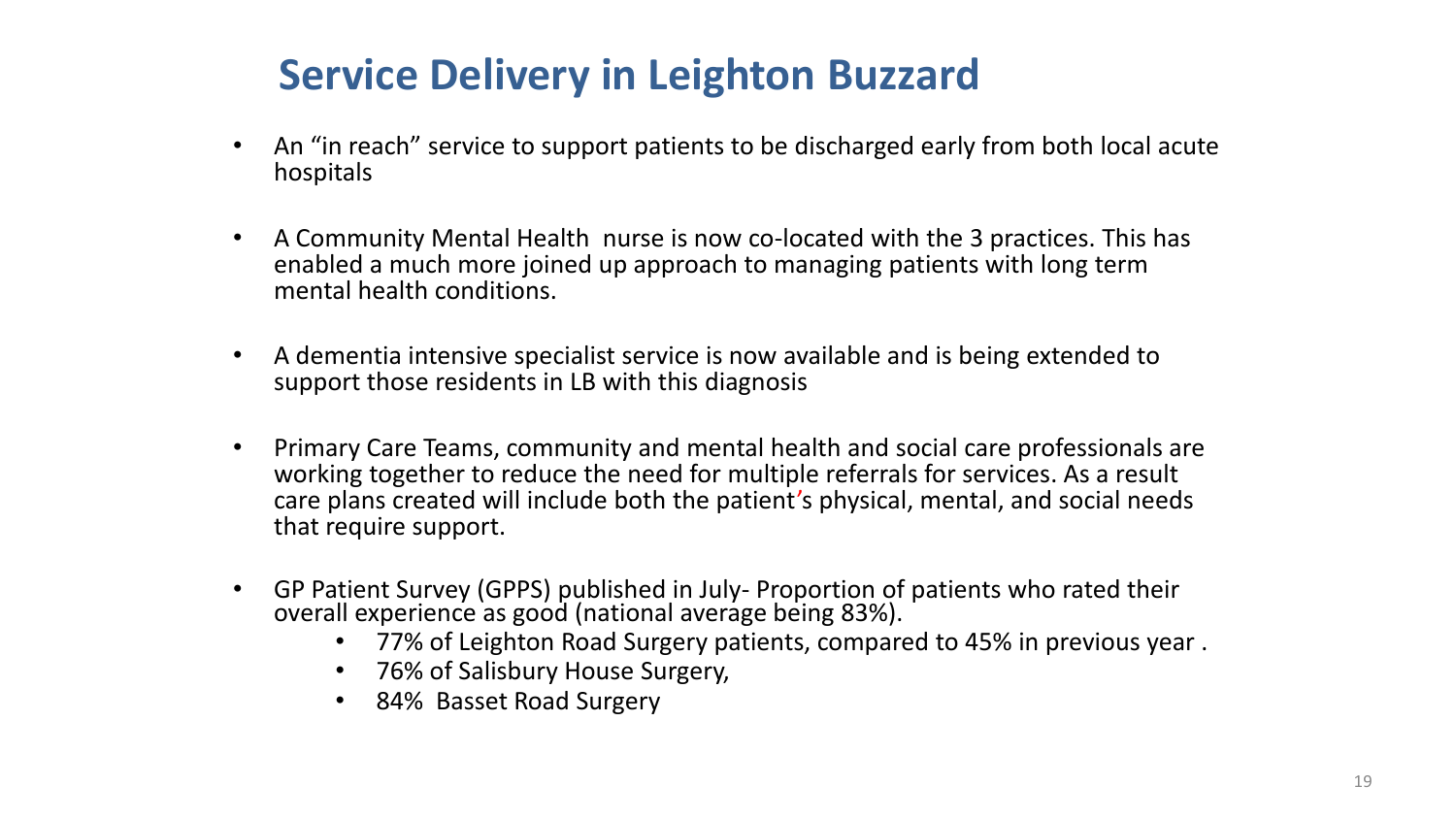# Service Delivery in Leighton Buzzard

- An "in reach" service to support patients to be discharged early from both local acute hospitals
- A Community Mental Health nurse is now co-located with the 3 practices. This has enabled a much more joined up approach to managing patients with long term mental health conditions.
- A dementia intensive specialist service is now available and is being extended to support those residents in LB with this diagnosis
- Primary Care Teams, community and mental health and social care professionals are working together to reduce the need for multiple referrals for services. As a result care plans created will include both the patient's physical, mental, and social needs that require support.
- GP Patient Survey (GPPS) published in July- Proportion of patients who rated their overall experience as good (national average being 83%).
  - 77% of Leighton Road Surgery patients, compared to 45% in previous year .
  - 76% of Salisbury House Surgery,
  - 84% Basset Road Surgery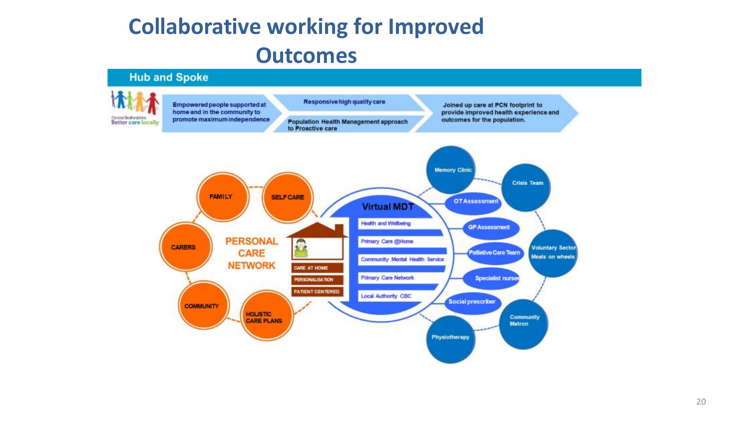# Collaborative working for Improved Outcomes

## Hub and Spoke

Central Bedfordshire Better care locally

Empowered people supported at home and in the community to promote maximum independence

Responsive high quality care

Population Health Management approach to Proactive care

Joined up care at PCN footprint to provide improved health experience and outcomes for the population.

**PERSONAL CARE NETWORK**

- FAMILY
- SELF CARE
- CARERS
- COMMUNITY
- HOLISTIC CARE PLANS

- CARE AT HOME
- PERSONALISATION
- PATIENT CENTERED

**Virtual MDT**

- Health and Wellbeing
- Primary Care @Home
- Community Mental Health Service
- Primary Care Network
- Local Authority CBC

- Memory Clinic
- Crisis Team
- OT Assessment
- GP Assessment
- Palliative Care Team
- Voluntary Sector Meals on wheels
- Specialist nurses
- Social prescriber
- Community Matron
- Physiotherapy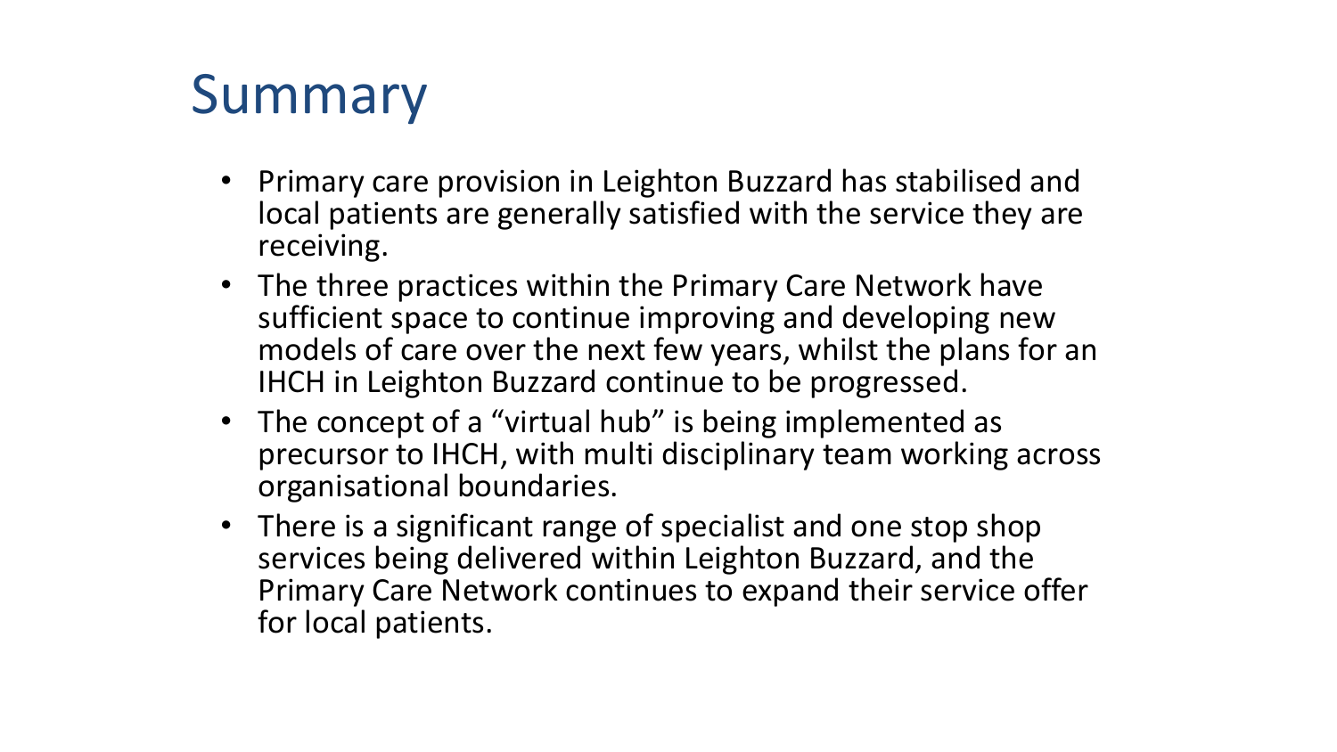# Summary

- Primary care provision in Leighton Buzzard has stabilised and local patients are generally satisfied with the service they are receiving.
- The three practices within the Primary Care Network have sufficient space to continue improving and developing new models of care over the next few years, whilst the plans for an IHCH in Leighton Buzzard continue to be progressed.
- The concept of a "virtual hub" is being implemented as precursor to IHCH, with multi disciplinary team working across organisational boundaries.
- There is a significant range of specialist and one stop shop services being delivered within Leighton Buzzard, and the Primary Care Network continues to expand their service offer for local patients.